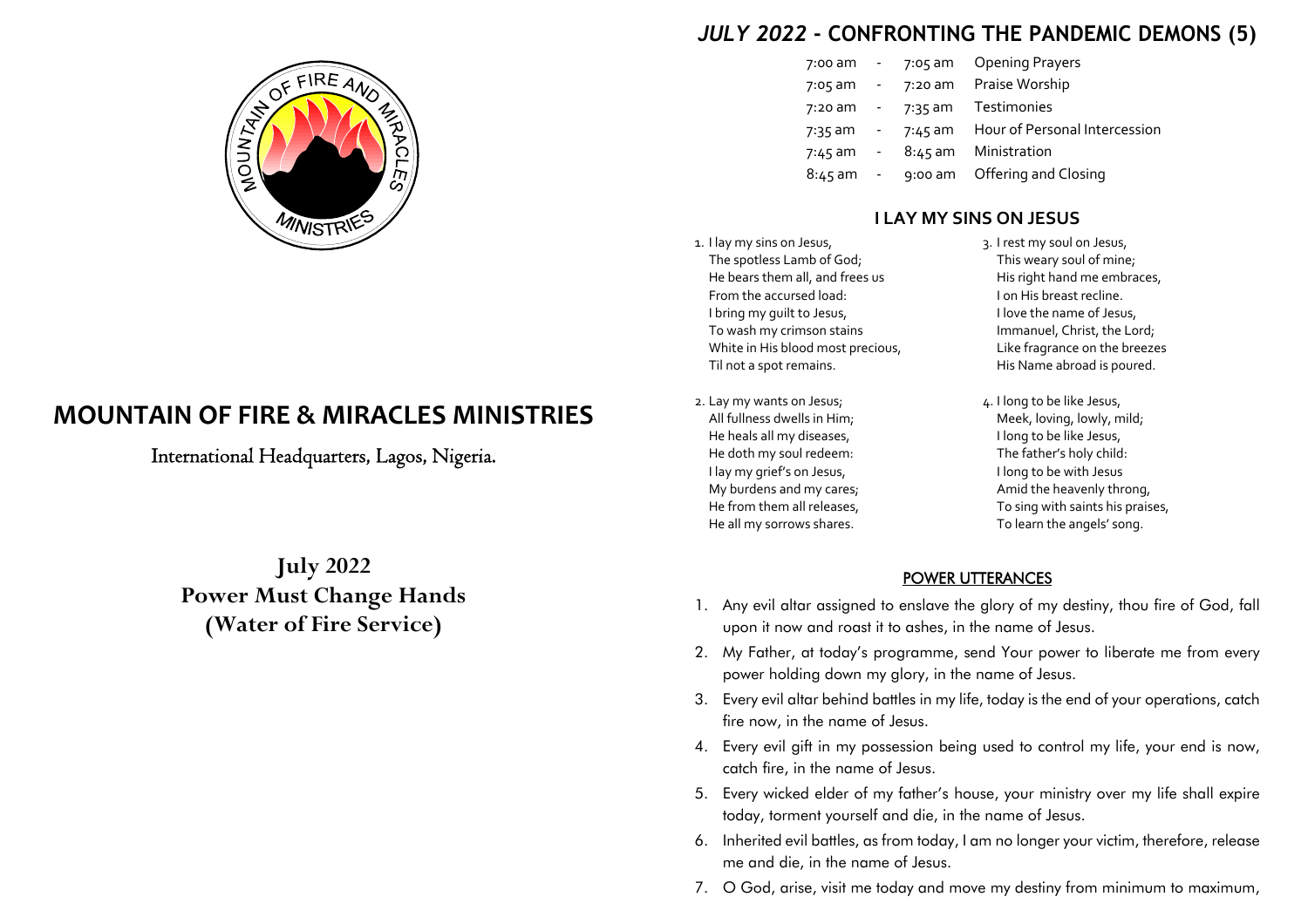# MOUNTAIN OF FIRE & MIRACLES MINISTRIES

International Headquarters, Lagos, Nigeria.

**July 2022**
**Power Must Change Hands**
**(Water of Fire Service)**

## *JULY 2022* - CONFRONTING THE PANDEMIC DEMONS (5)

| | | | |
|---|---|---|---|
| 7:00 am | - | 7:05 am | Opening Prayers |
| 7:05 am | - | 7:20 am | Praise Worship |
| 7:20 am | - | 7:35 am | Testimonies |
| 7:35 am | - | 7:45 am | Hour of Personal Intercession |
| 7:45 am | - | 8:45 am | Ministration |
| 8:45 am | - | 9:00 am | Offering and Closing |

### I LAY MY SINS ON JESUS

1. I lay my sins on Jesus,
   The spotless Lamb of God;
   He bears them all, and frees us
   From the accursed load:
   I bring my guilt to Jesus,
   To wash my crimson stains
   White in His blood most precious,
   Til not a spot remains.

2. Lay my wants on Jesus;
   All fullness dwells in Him;
   He heals all my diseases,
   He doth my soul redeem:
   I lay my grief's on Jesus,
   My burdens and my cares;
   He from them all releases,
   He all my sorrows shares.

3. I rest my soul on Jesus,
   This weary soul of mine;
   His right hand me embraces,
   I on His breast recline.
   I love the name of Jesus,
   Immanuel, Christ, the Lord;
   Like fragrance on the breezes
   His Name abroad is poured.

4. I long to be like Jesus,
   Meek, loving, lowly, mild;
   I long to be like Jesus,
   The father's holy child:
   I long to be with Jesus
   Amid the heavenly throng,
   To sing with saints his praises,
   To learn the angels' song.

### POWER UTTERANCES

1. Any evil altar assigned to enslave the glory of my destiny, thou fire of God, fall upon it now and roast it to ashes, in the name of Jesus.
2. My Father, at today's programme, send Your power to liberate me from every power holding down my glory, in the name of Jesus.
3. Every evil altar behind battles in my life, today is the end of your operations, catch fire now, in the name of Jesus.
4. Every evil gift in my possession being used to control my life, your end is now, catch fire, in the name of Jesus.
5. Every wicked elder of my father's house, your ministry over my life shall expire today, torment yourself and die, in the name of Jesus.
6. Inherited evil battles, as from today, I am no longer your victim, therefore, release me and die, in the name of Jesus.
7. O God, arise, visit me today and move my destiny from minimum to maximum,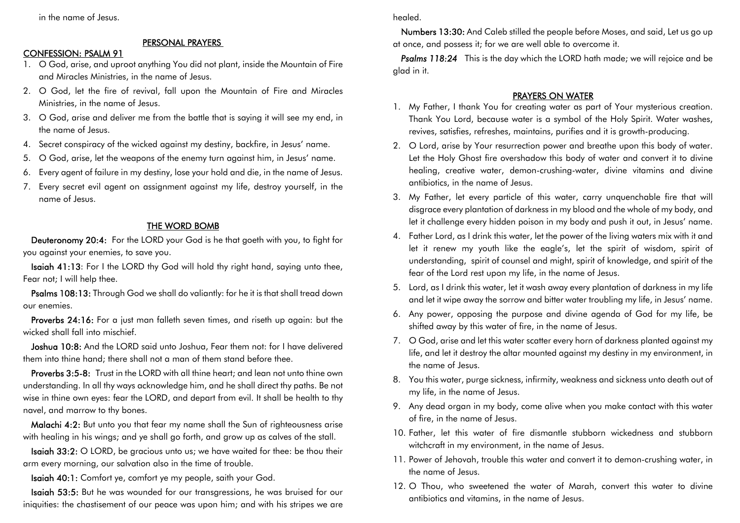in the name of Jesus.

## PERSONAL PRAYERS

### CONFESSION: PSALM 91

1. O God, arise, and uproot anything You did not plant, inside the Mountain of Fire and Miracles Ministries, in the name of Jesus.
2. O God, let the fire of revival, fall upon the Mountain of Fire and Miracles Ministries, in the name of Jesus.
3. O God, arise and deliver me from the battle that is saying it will see my end, in the name of Jesus.
4. Secret conspiracy of the wicked against my destiny, backfire, in Jesus' name.
5. O God, arise, let the weapons of the enemy turn against him, in Jesus' name.
6. Every agent of failure in my destiny, lose your hold and die, in the name of Jesus.
7. Every secret evil agent on assignment against my life, destroy yourself, in the name of Jesus.

## THE WORD BOMB

**Deuteronomy 20:4:** For the LORD your God is he that goeth with you, to fight for you against your enemies, to save you.

**Isaiah 41:13**: For I the LORD thy God will hold thy right hand, saying unto thee, Fear not; I will help thee.

**Psalms 108:13:** Through God we shall do valiantly: for he it is that shall tread down our enemies.

**Proverbs 24:16:** For a just man falleth seven times, and riseth up again: but the wicked shall fall into mischief.

**Joshua 10:8:** And the LORD said unto Joshua, Fear them not: for I have delivered them into thine hand; there shall not a man of them stand before thee.

**Proverbs 3:5-8:** Trust in the LORD with all thine heart; and lean not unto thine own understanding. In all thy ways acknowledge him, and he shall direct thy paths. Be not wise in thine own eyes: fear the LORD, and depart from evil. It shall be health to thy navel, and marrow to thy bones.

**Malachi 4:2:** But unto you that fear my name shall the Sun of righteousness arise with healing in his wings; and ye shall go forth, and grow up as calves of the stall.

**Isaiah 33:2:** O LORD, be gracious unto us; we have waited for thee: be thou their arm every morning, our salvation also in the time of trouble.

**Isaiah 40:1:** Comfort ye, comfort ye my people, saith your God.

**Isaiah 53:5:** But he was wounded for our transgressions, he was bruised for our iniquities: the chastisement of our peace was upon him; and with his stripes we are healed.

**Numbers 13:30:** And Caleb stilled the people before Moses, and said, Let us go up at once, and possess it; for we are well able to overcome it.

***Psalms 118:24*** This is the day which the LORD hath made; we will rejoice and be glad in it.

## PRAYERS ON WATER

1. My Father, I thank You for creating water as part of Your mysterious creation. Thank You Lord, because water is a symbol of the Holy Spirit. Water washes, revives, satisfies, refreshes, maintains, purifies and it is growth-producing.
2. O Lord, arise by Your resurrection power and breathe upon this body of water. Let the Holy Ghost fire overshadow this body of water and convert it to divine healing, creative water, demon-crushing-water, divine vitamins and divine antibiotics, in the name of Jesus.
3. My Father, let every particle of this water, carry unquenchable fire that will disgrace every plantation of darkness in my blood and the whole of my body, and let it challenge every hidden poison in my body and push it out, in Jesus' name.
4. Father Lord, as I drink this water, let the power of the living waters mix with it and let it renew my youth like the eagle's, let the spirit of wisdom, spirit of understanding, spirit of counsel and might, spirit of knowledge, and spirit of the fear of the Lord rest upon my life, in the name of Jesus.
5. Lord, as I drink this water, let it wash away every plantation of darkness in my life and let it wipe away the sorrow and bitter water troubling my life, in Jesus' name.
6. Any power, opposing the purpose and divine agenda of God for my life, be shifted away by this water of fire, in the name of Jesus.
7. O God, arise and let this water scatter every horn of darkness planted against my life, and let it destroy the altar mounted against my destiny in my environment, in the name of Jesus.
8. You this water, purge sickness, infirmity, weakness and sickness unto death out of my life, in the name of Jesus.
9. Any dead organ in my body, come alive when you make contact with this water of fire, in the name of Jesus.
10. Father, let this water of fire dismantle stubborn wickedness and stubborn witchcraft in my environment, in the name of Jesus.
11. Power of Jehovah, trouble this water and convert it to demon-crushing water, in the name of Jesus.
12. O Thou, who sweetened the water of Marah, convert this water to divine antibiotics and vitamins, in the name of Jesus.